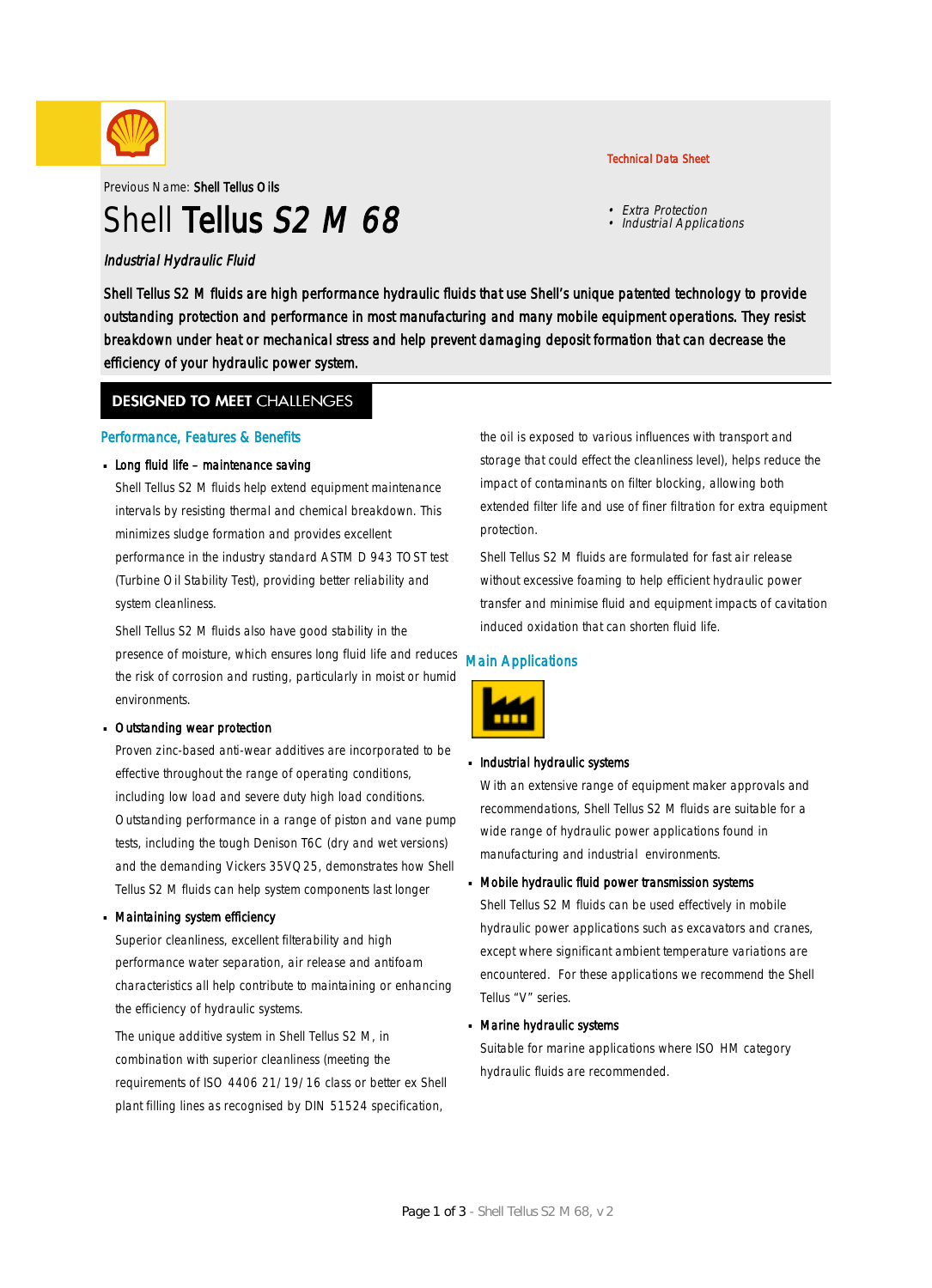Technical Data Sheet

Previous Name: **Shell Tellus Oils**

# Shell **Tellus** *S2 M 68*

- *Extra Protection*
- *Industrial Applications*

*Industrial Hydraulic Fluid*

Shell Tellus S2 M fluids are high performance hydraulic fluids that use Shell's unique patented technology to provide outstanding protection and performance in most manufacturing and many mobile equipment operations. They resist breakdown under heat or mechanical stress and help prevent damaging deposit formation that can decrease the efficiency of your hydraulic power system.

## DESIGNED TO MEET CHALLENGES

### Performance, Features & Benefits

- **Long fluid life – maintenance saving**

  Shell Tellus S2 M fluids help extend equipment maintenance intervals by resisting thermal and chemical breakdown. This minimizes sludge formation and provides excellent performance in the industry standard ASTM D 943 TOST test (Turbine Oil Stability Test), providing better reliability and system cleanliness.

  Shell Tellus S2 M fluids also have good stability in the presence of moisture, which ensures long fluid life and reduces the risk of corrosion and rusting, particularly in moist or humid environments.

- **Outstanding wear protection**

  Proven zinc-based anti-wear additives are incorporated to be effective throughout the range of operating conditions, including low load and severe duty high load conditions. Outstanding performance in a range of piston and vane pump tests, including the tough Denison T6C (dry and wet versions) and the demanding Vickers 35VQ25, demonstrates how Shell Tellus S2 M fluids can help system components last longer

- **Maintaining system efficiency**

  Superior cleanliness, excellent filterability and high performance water separation, air release and antifoam characteristics all help contribute to maintaining or enhancing the efficiency of hydraulic systems.

  The unique additive system in Shell Tellus S2 M, in combination with superior cleanliness (meeting the requirements of ISO 4406 21/19/16 class or better ex Shell plant filling lines as recognised by DIN 51524 specification, the oil is exposed to various influences with transport and storage that could effect the cleanliness level), helps reduce the impact of contaminants on filter blocking, allowing both extended filter life and use of finer filtration for extra equipment protection.

  Shell Tellus S2 M fluids are formulated for fast air release without excessive foaming to help efficient hydraulic power transfer and minimise fluid and equipment impacts of cavitation induced oxidation that can shorten fluid life.

### Main Applications

- **Industrial hydraulic systems**

  With an extensive range of equipment maker approvals and recommendations, Shell Tellus S2 M fluids are suitable for a wide range of hydraulic power applications found in manufacturing and industrial environments.

- **Mobile hydraulic fluid power transmission systems**

  Shell Tellus S2 M fluids can be used effectively in mobile hydraulic power applications such as excavators and cranes, except where significant ambient temperature variations are encountered. For these applications we recommend the Shell Tellus "V" series.

- **Marine hydraulic systems**

  Suitable for marine applications where ISO HM category hydraulic fluids are recommended.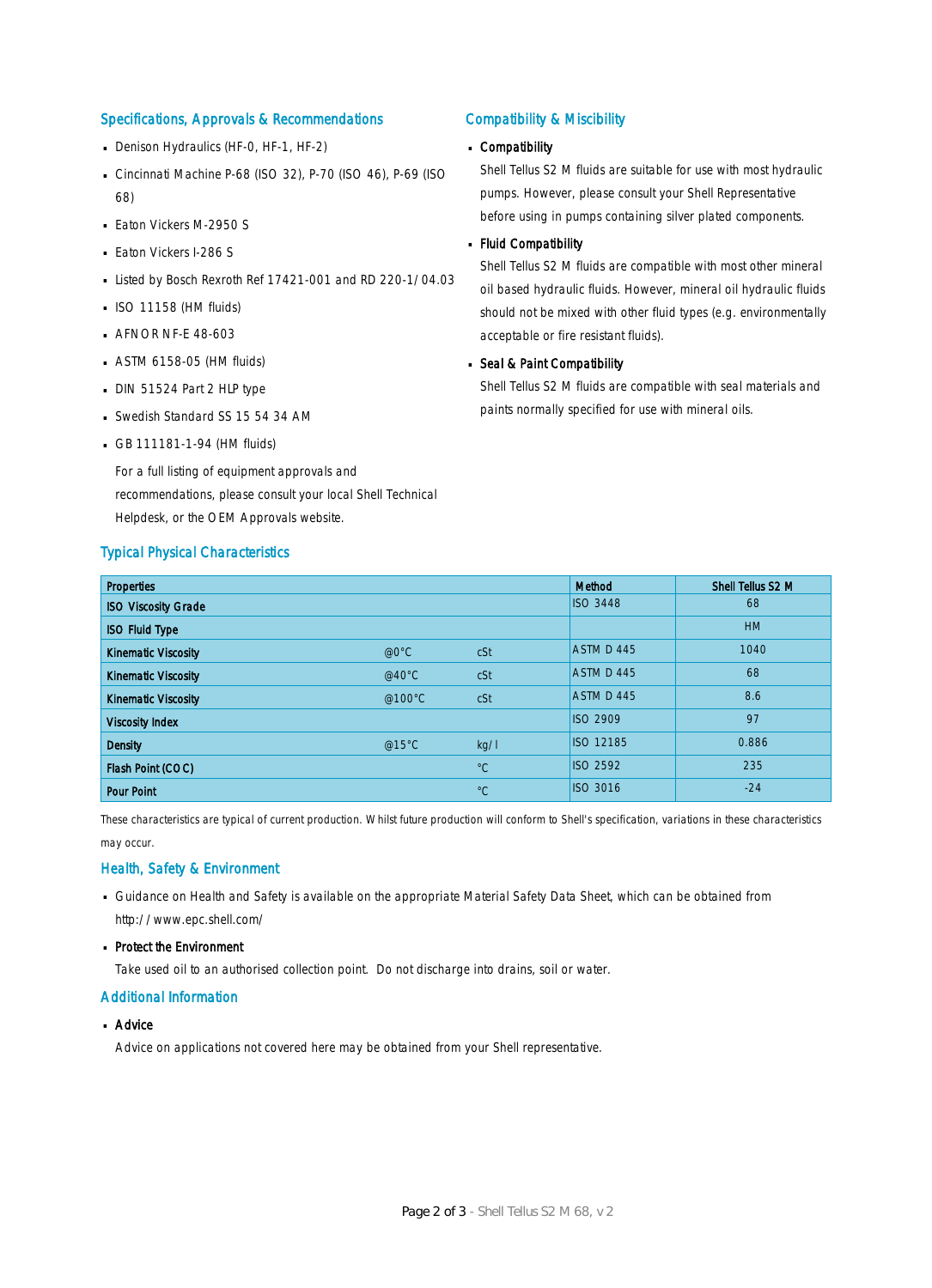## Specifications, Approvals & Recommendations

- Denison Hydraulics (HF-0, HF-1, HF-2)
- Cincinnati Machine P-68 (ISO 32), P-70 (ISO 46), P-69 (ISO 68)
- Eaton Vickers M-2950 S
- Eaton Vickers I-286 S
- Listed by Bosch Rexroth Ref 17421-001 and RD 220-1/04.03
- ISO 11158 (HM fluids)
- AFNOR NF-E 48-603
- ASTM 6158-05 (HM fluids)
- DIN 51524 Part 2 HLP type
- Swedish Standard SS 15 54 34 AM
- GB 111181-1-94 (HM fluids)

For a full listing of equipment approvals and recommendations, please consult your local Shell Technical Helpdesk, or the OEM Approvals website.

## Compatibility & Miscibility

- **Compatibility**

  Shell Tellus S2 M fluids are suitable for use with most hydraulic pumps. However, please consult your Shell Representative before using in pumps containing silver plated components.

- **Fluid Compatibility**

  Shell Tellus S2 M fluids are compatible with most other mineral oil based hydraulic fluids. However, mineral oil hydraulic fluids should not be mixed with other fluid types (e.g. environmentally acceptable or fire resistant fluids).

- **Seal & Paint Compatibility**

  Shell Tellus S2 M fluids are compatible with seal materials and paints normally specified for use with mineral oils.

## Typical Physical Characteristics

| Properties | | | Method | Shell Tellus S2 M |
|---|---|---|---|---|
| ISO Viscosity Grade | | | ISO 3448 | 68 |
| ISO Fluid Type | | | | HM |
| Kinematic Viscosity | @0°C | cSt | ASTM D 445 | 1040 |
| Kinematic Viscosity | @40°C | cSt | ASTM D 445 | 68 |
| Kinematic Viscosity | @100°C | cSt | ASTM D 445 | 8.6 |
| Viscosity Index | | | ISO 2909 | 97 |
| Density | @15°C | kg/l | ISO 12185 | 0.886 |
| Flash Point (COC) | | °C | ISO 2592 | 235 |
| Pour Point | | °C | ISO 3016 | -24 |

These characteristics are typical of current production. Whilst future production will conform to Shell's specification, variations in these characteristics may occur.

## Health, Safety & Environment

- Guidance on Health and Safety is available on the appropriate Material Safety Data Sheet, which can be obtained from http://www.epc.shell.com/
- **Protect the Environment**

  Take used oil to an authorised collection point. Do not discharge into drains, soil or water.

## Additional Information

- **Advice**

  Advice on applications not covered here may be obtained from your Shell representative.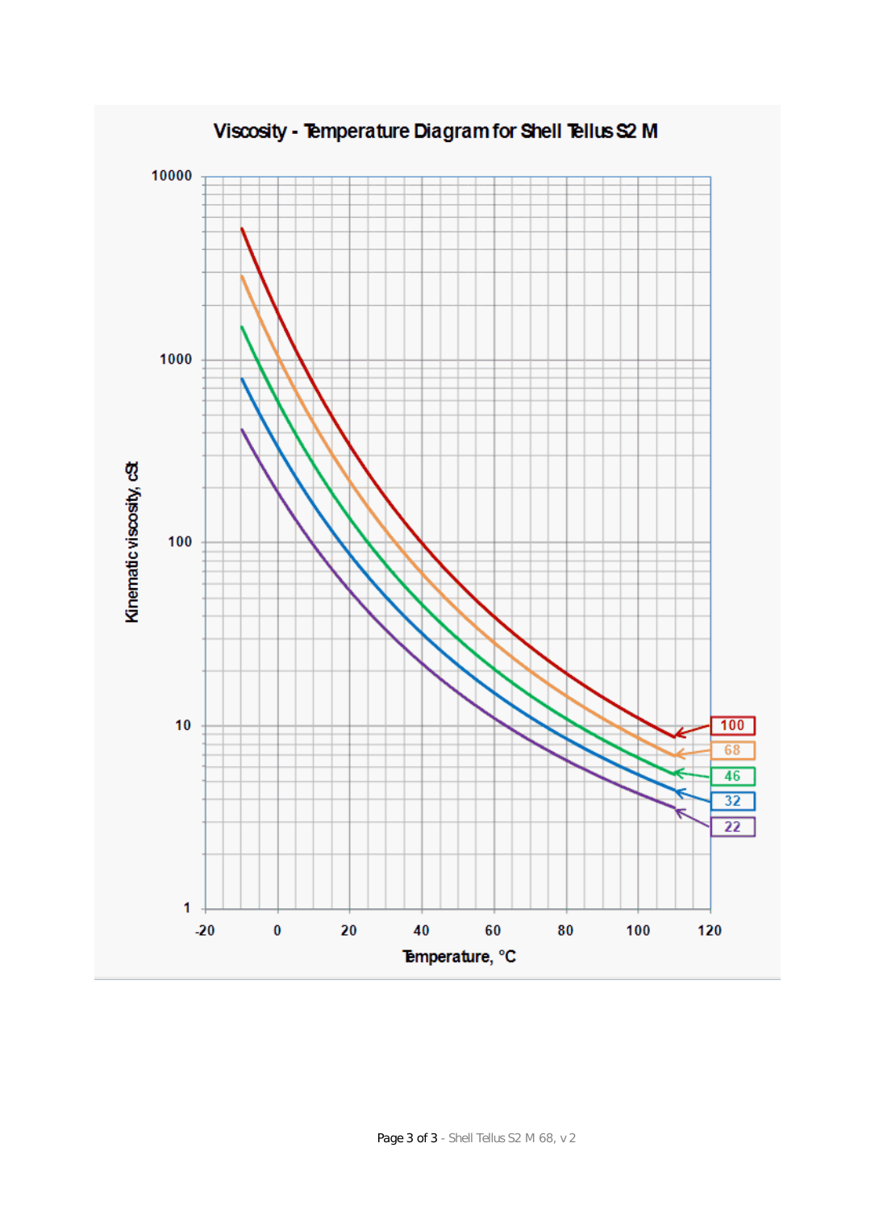Viscosity - Temperature Diagram for Shell Tellus S2 M

Kinematic viscosity, cSt

10000

1000

100

10

1

-20

0

20

40

60

80

100

120

Temperature, °C

100

68

46

32

22